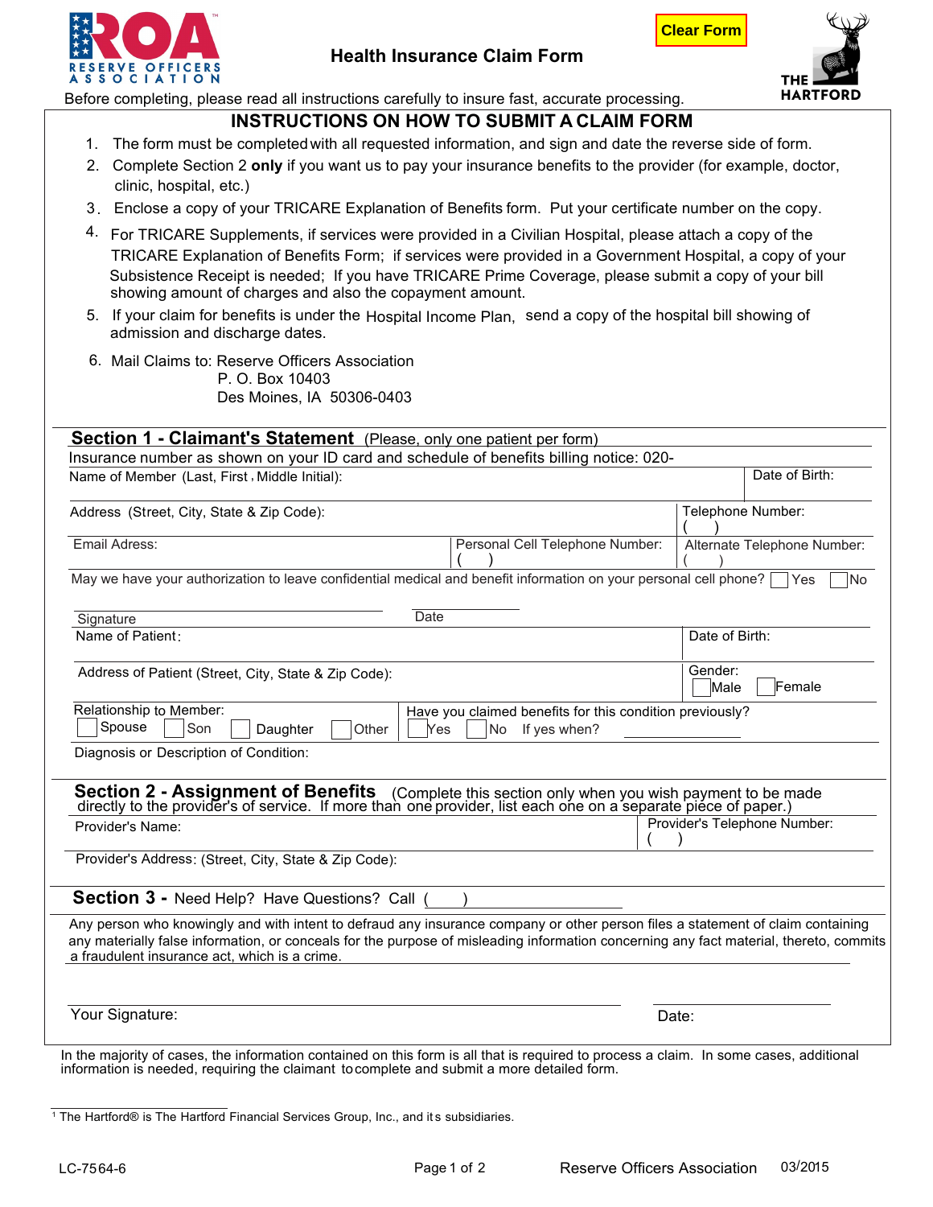ROA RESERVE OFFICERS ASSOCIATION

# Health Insurance Claim Form

Clear Form

THE HARTFORD

Before completing, please read all instructions carefully to insure fast, accurate processing.

## INSTRUCTIONS ON HOW TO SUBMIT A CLAIM FORM

1. The form must be completed with all requested information, and sign and date the reverse side of form.
2. Complete Section 2 **only** if you want us to pay your insurance benefits to the provider (for example, doctor, clinic, hospital, etc.)
3. Enclose a copy of your TRICARE Explanation of Benefits form. Put your certificate number on the copy.
4. For TRICARE Supplements, if services were provided in a Civilian Hospital, please attach a copy of the TRICARE Explanation of Benefits Form; if services were provided in a Government Hospital, a copy of your Subsistence Receipt is needed; If you have TRICARE Prime Coverage, please submit a copy of your bill showing amount of charges and also the copayment amount.
5. If your claim for benefits is under the Hospital Income Plan, send a copy of the hospital bill showing of admission and discharge dates.
6. Mail Claims to: Reserve Officers Association
   P. O. Box 10403
   Des Moines, IA 50306-0403

## Section 1 - Claimant's Statement (Please, only one patient per form)

Insurance number as shown on your ID card and schedule of benefits billing notice: 020-

| Name of Member (Last, First, Middle Initial): | | Date of Birth: |
|---|---|---|
| Address (Street, City, State & Zip Code): | | Telephone Number: ( ) |
| Email Adress: | Personal Cell Telephone Number: ( ) | Alternate Telephone Number: ( ) |

May we have your authorization to leave confidential medical and benefit information on your personal cell phone? ☐ Yes ☐ No

Signature _______________ Date _______________

| Name of Patient: | Date of Birth: |
|---|---|
| Address of Patient (Street, City, State & Zip Code): | Gender: ☐ Male ☐ Female |
| Relationship to Member: ☐ Spouse ☐ Son ☐ Daughter ☐ Other | Have you claimed benefits for this condition previously? ☐ Yes ☐ No If yes when? __________ |

Diagnosis or Description of Condition:

## Section 2 - Assignment of Benefits (Complete this section only when you wish payment to be made directly to the provider's of service. If more than one provider, list each one on a separate piece of paper.)

| Provider's Name: | Provider's Telephone Number: ( ) |
|---|---|

Provider's Address: (Street, City, State & Zip Code):

## Section 3 - Need Help? Have Questions? Call ( )

Any person who knowingly and with intent to defraud any insurance company or other person files a statement of claim containing any materially false information, or conceals for the purpose of misleading information concerning any fact material, thereto, commits a fraudulent insurance act, which is a crime.

Your Signature: _______________ Date: _______________

In the majority of cases, the information contained on this form is all that is required to process a claim. In some cases, additional information is needed, requiring the claimant to complete and submit a more detailed form.

[1] The Hartford® is The Hartford Financial Services Group, Inc., and its subsidiaries.

LC-7564-6 Reserve Officers Association 03/2015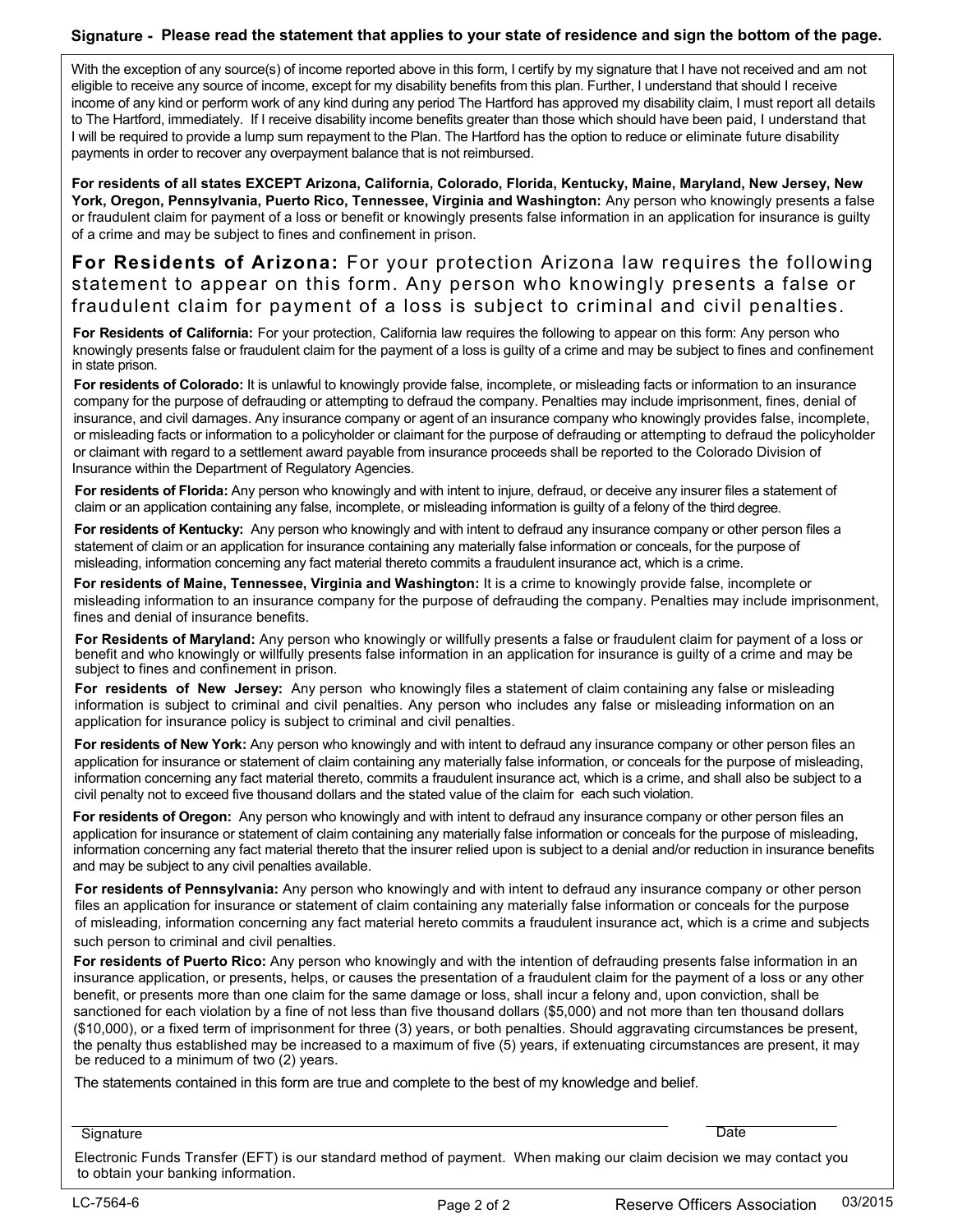**Signature - Please read the statement that applies to your state of residence and sign the bottom of the page.**

With the exception of any source(s) of income reported above in this form, I certify by my signature that I have not received and am not eligible to receive any source of income, except for my disability benefits from this plan. Further, I understand that should I receive income of any kind or perform work of any kind during any period The Hartford has approved my disability claim, I must report all details to The Hartford, immediately. If I receive disability income benefits greater than those which should have been paid, I understand that I will be required to provide a lump sum repayment to the Plan. The Hartford has the option to reduce or eliminate future disability payments in order to recover any overpayment balance that is not reimbursed.

**For residents of all states EXCEPT Arizona, California, Colorado, Florida, Kentucky, Maine, Maryland, New Jersey, New York, Oregon, Pennsylvania, Puerto Rico, Tennessee, Virginia and Washington:** Any person who knowingly presents a false or fraudulent claim for payment of a loss or benefit or knowingly presents false information in an application for insurance is guilty of a crime and may be subject to fines and confinement in prison.

**For Residents of Arizona:** For your protection Arizona law requires the following statement to appear on this form. Any person who knowingly presents a false or fraudulent claim for payment of a loss is subject to criminal and civil penalties.

**For Residents of California:** For your protection, California law requires the following to appear on this form: Any person who knowingly presents false or fraudulent claim for the payment of a loss is guilty of a crime and may be subject to fines and confinement in state prison.

**For residents of Colorado:** It is unlawful to knowingly provide false, incomplete, or misleading facts or information to an insurance company for the purpose of defrauding or attempting to defraud the company. Penalties may include imprisonment, fines, denial of insurance, and civil damages. Any insurance company or agent of an insurance company who knowingly provides false, incomplete, or misleading facts or information to a policyholder or claimant for the purpose of defrauding or attempting to defraud the policyholder or claimant with regard to a settlement award payable from insurance proceeds shall be reported to the Colorado Division of Insurance within the Department of Regulatory Agencies.

**For residents of Florida:** Any person who knowingly and with intent to injure, defraud, or deceive any insurer files a statement of claim or an application containing any false, incomplete, or misleading information is guilty of a felony of the third degree.

**For residents of Kentucky:** Any person who knowingly and with intent to defraud any insurance company or other person files a statement of claim or an application for insurance containing any materially false information or conceals, for the purpose of misleading, information concerning any fact material thereto commits a fraudulent insurance act, which is a crime.

**For residents of Maine, Tennessee, Virginia and Washington:** It is a crime to knowingly provide false, incomplete or misleading information to an insurance company for the purpose of defrauding the company. Penalties may include imprisonment, fines and denial of insurance benefits.

**For Residents of Maryland:** Any person who knowingly or willfully presents a false or fraudulent claim for payment of a loss or benefit and who knowingly or willfully presents false information in an application for insurance is guilty of a crime and may be subject to fines and confinement in prison.

**For residents of New Jersey:** Any person who knowingly files a statement of claim containing any false or misleading information is subject to criminal and civil penalties. Any person who includes any false or misleading information on an application for insurance policy is subject to criminal and civil penalties.

**For residents of New York:** Any person who knowingly and with intent to defraud any insurance company or other person files an application for insurance or statement of claim containing any materially false information, or conceals for the purpose of misleading, information concerning any fact material thereto, commits a fraudulent insurance act, which is a crime, and shall also be subject to a civil penalty not to exceed five thousand dollars and the stated value of the claim for each such violation.

**For residents of Oregon:** Any person who knowingly and with intent to defraud any insurance company or other person files an application for insurance or statement of claim containing any materially false information or conceals for the purpose of misleading, information concerning any fact material thereto that the insurer relied upon is subject to a denial and/or reduction in insurance benefits and may be subject to any civil penalties available.

**For residents of Pennsylvania:** Any person who knowingly and with intent to defraud any insurance company or other person files an application for insurance or statement of claim containing any materially false information or conceals for the purpose of misleading, information concerning any fact material hereto commits a fraudulent insurance act, which is a crime and subjects such person to criminal and civil penalties.

**For residents of Puerto Rico:** Any person who knowingly and with the intention of defrauding presents false information in an insurance application, or presents, helps, or causes the presentation of a fraudulent claim for the payment of a loss or any other benefit, or presents more than one claim for the same damage or loss, shall incur a felony and, upon conviction, shall be sanctioned for each violation by a fine of not less than five thousand dollars ($5,000) and not more than ten thousand dollars ($10,000), or a fixed term of imprisonment for three (3) years, or both penalties. Should aggravating circumstances be present, the penalty thus established may be increased to a maximum of five (5) years, if extenuating circumstances are present, it may be reduced to a minimum of two (2) years.

The statements contained in this form are true and complete to the best of my knowledge and belief.

Signature ______________________________ Date ______________

Electronic Funds Transfer (EFT) is our standard method of payment. When making our claim decision we may contact you to obtain your banking information.

LC-7564-6 Reserve Officers Association 03/2015